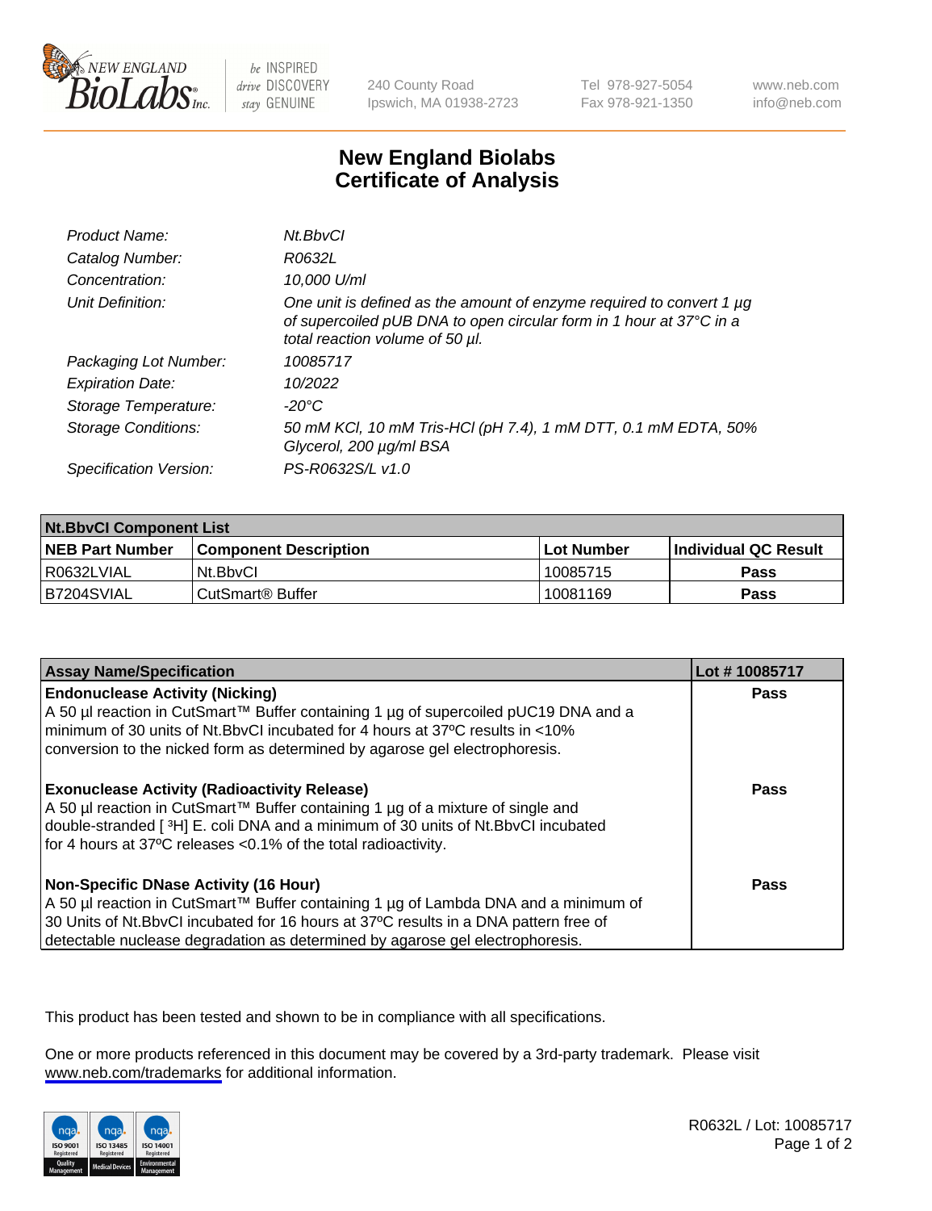240 County Road
Ipswich, MA 01938-2723

Tel 978-927-5054
Fax 978-921-1350

www.neb.com
info@neb.com

# New England Biolabs
# Certificate of Analysis

| | |
|---|---|
| *Product Name:* | *Nt.BbvCI* |
| *Catalog Number:* | *R0632L* |
| *Concentration:* | *10,000 U/ml* |
| *Unit Definition:* | *One unit is defined as the amount of enzyme required to convert 1 µg of supercoiled pUB DNA to open circular form in 1 hour at 37°C in a total reaction volume of 50 µl.* |
| *Packaging Lot Number:* | *10085717* |
| *Expiration Date:* | *10/2022* |
| *Storage Temperature:* | *-20°C* |
| *Storage Conditions:* | *50 mM KCl, 10 mM Tris-HCl (pH 7.4), 1 mM DTT, 0.1 mM EDTA, 50% Glycerol, 200 µg/ml BSA* |
| *Specification Version:* | *PS-R0632S/L v1.0* |

| **Nt.BbvCI Component List** | | | |
|---|---|---|---|
| **NEB Part Number** | **Component Description** | **Lot Number** | **Individual QC Result** |
| R0632LVIAL | Nt.BbvCI | 10085715 | **Pass** |
| B7204SVIAL | CutSmart® Buffer | 10081169 | **Pass** |

| **Assay Name/Specification** | **Lot # 10085717** |
|---|---|
| **Endonuclease Activity (Nicking)**<br>A 50 µl reaction in CutSmart™ Buffer containing 1 µg of supercoiled pUC19 DNA and a minimum of 30 units of Nt.BbvCI incubated for 4 hours at 37ºC results in <10% conversion to the nicked form as determined by agarose gel electrophoresis. | **Pass** |
| **Exonuclease Activity (Radioactivity Release)**<br>A 50 µl reaction in CutSmart™ Buffer containing 1 µg of a mixture of single and double-stranded [ $^3$H] E. coli DNA and a minimum of 30 units of Nt.BbvCI incubated for 4 hours at 37ºC releases <0.1% of the total radioactivity. | **Pass** |
| **Non-Specific DNase Activity (16 Hour)**<br>A 50 µl reaction in CutSmart™ Buffer containing 1 µg of Lambda DNA and a minimum of 30 Units of Nt.BbvCI incubated for 16 hours at 37ºC results in a DNA pattern free of detectable nuclease degradation as determined by agarose gel electrophoresis. | **Pass** |

This product has been tested and shown to be in compliance with all specifications.

One or more products referenced in this document may be covered by a 3rd-party trademark. Please visit www.neb.com/trademarks for additional information.

R0632L / Lot: 10085717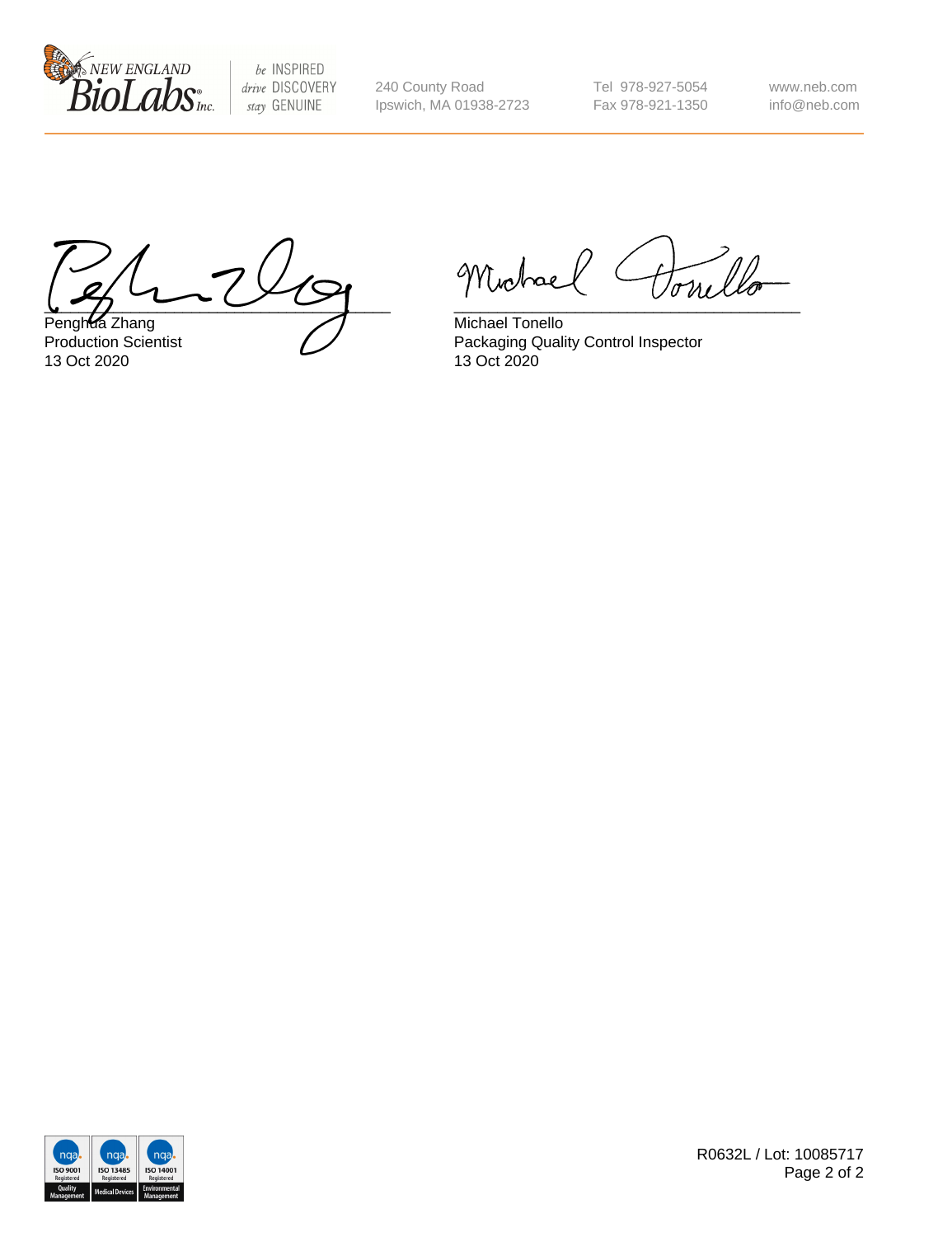NEW ENGLAND BioLabs® Inc.

be INSPIRED drive DISCOVERY stay GENUINE

240 County Road
Ipswich, MA 01938-2723

Tel 978-927-5054
Fax 978-921-1350

www.neb.com
info@neb.com

Penghua Zhang
Production Scientist
13 Oct 2020

Michael Tonello
Packaging Quality Control Inspector
13 Oct 2020

R0632L / Lot: 10085717